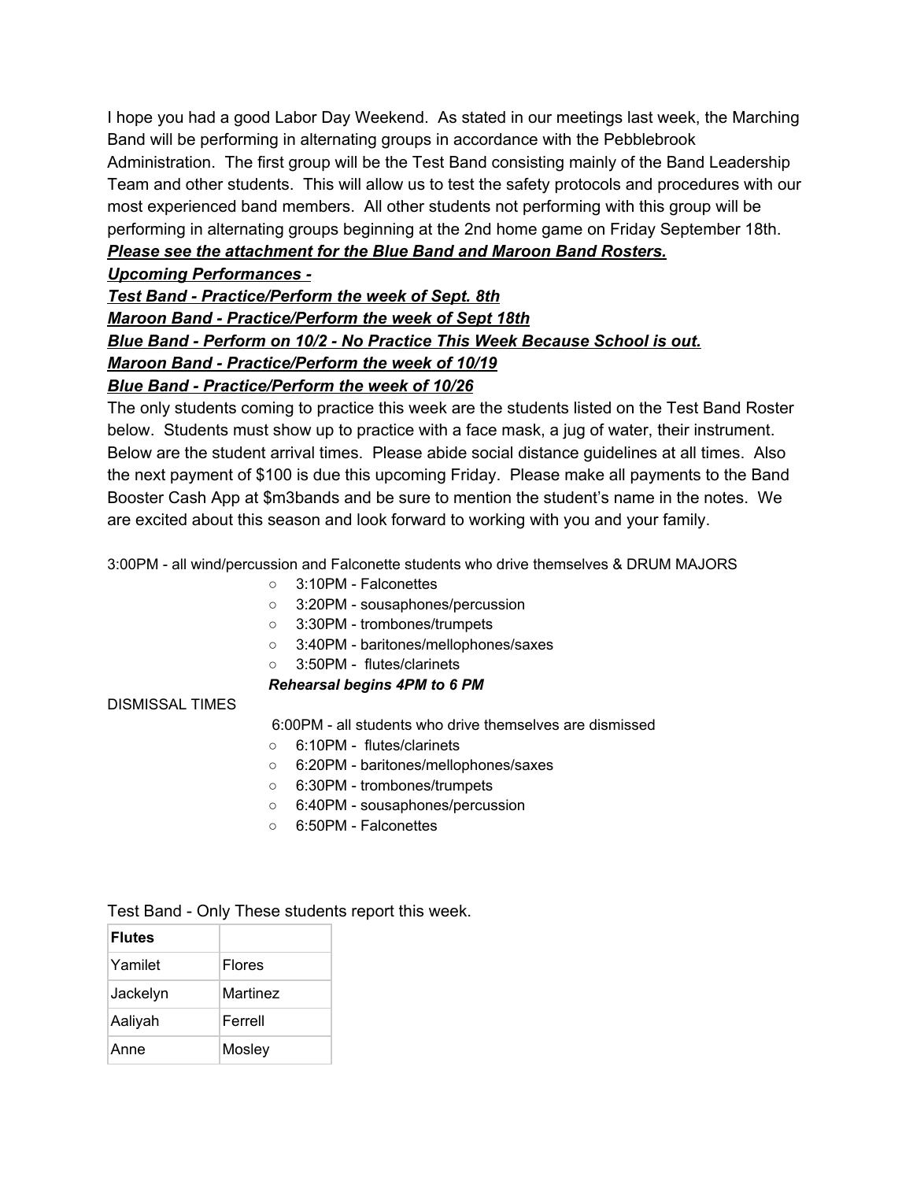I hope you had a good Labor Day Weekend. As stated in our meetings last week, the Marching Band will be performing in alternating groups in accordance with the Pebblebrook Administration. The first group will be the Test Band consisting mainly of the Band Leadership Team and other students. This will allow us to test the safety protocols and procedures with our most experienced band members. All other students not performing with this group will be performing in alternating groups beginning at the 2nd home game on Friday September 18th.

***Please see the attachment for the Blue Band and Maroon Band Rosters.***

***Upcoming Performances -***

***Test Band - Practice/Perform the week of Sept. 8th***

***Maroon Band - Practice/Perform the week of Sept 18th***

***Blue Band - Perform on 10/2 - No Practice This Week Because School is out.***

***Maroon Band - Practice/Perform the week of 10/19***

***Blue Band - Practice/Perform the week of 10/26***

The only students coming to practice this week are the students listed on the Test Band Roster below. Students must show up to practice with a face mask, a jug of water, their instrument. Below are the student arrival times. Please abide social distance guidelines at all times. Also the next payment of $100 is due this upcoming Friday. Please make all payments to the Band Booster Cash App at $m3bands and be sure to mention the student's name in the notes. We are excited about this season and look forward to working with you and your family.

3:00PM - all wind/percussion and Falconette students who drive themselves & DRUM MAJORS

- 3:10PM - Falconettes
- 3:20PM - sousaphones/percussion
- 3:30PM - trombones/trumpets
- 3:40PM - baritones/mellophones/saxes
- 3:50PM - flutes/clarinets

***Rehearsal begins 4PM to 6 PM***

DISMISSAL TIMES

6:00PM - all students who drive themselves are dismissed

- 6:10PM - flutes/clarinets
- 6:20PM - baritones/mellophones/saxes
- 6:30PM - trombones/trumpets
- 6:40PM - sousaphones/percussion
- 6:50PM - Falconettes

Test Band - Only These students report this week.

| **Flutes** | |
|---|---|
| Yamilet | Flores |
| Jackelyn | Martinez |
| Aaliyah | Ferrell |
| Anne | Mosley |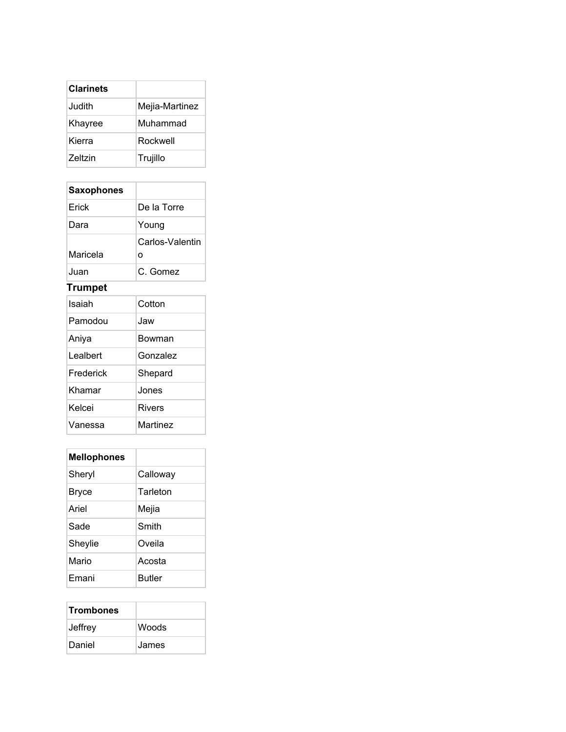| Clarinets | |
|---|---|
| Judith | Mejia-Martinez |
| Khayree | Muhammad |
| Kierra | Rockwell |
| Zeltzin | Trujillo |

| Saxophones | |
|---|---|
| Erick | De la Torre |
| Dara | Young |
| Maricela | Carlos-Valentino |
| Juan | C. Gomez |

**Trumpet**

| | |
|---|---|
| Isaiah | Cotton |
| Pamodou | Jaw |
| Aniya | Bowman |
| Lealbert | Gonzalez |
| Frederick | Shepard |
| Khamar | Jones |
| Kelcei | Rivers |
| Vanessa | Martinez |

| Mellophones | |
|---|---|
| Sheryl | Calloway |
| Bryce | Tarleton |
| Ariel | Mejia |
| Sade | Smith |
| Sheylie | Oveila |
| Mario | Acosta |
| Emani | Butler |

| Trombones | |
|---|---|
| Jeffrey | Woods |
| Daniel | James |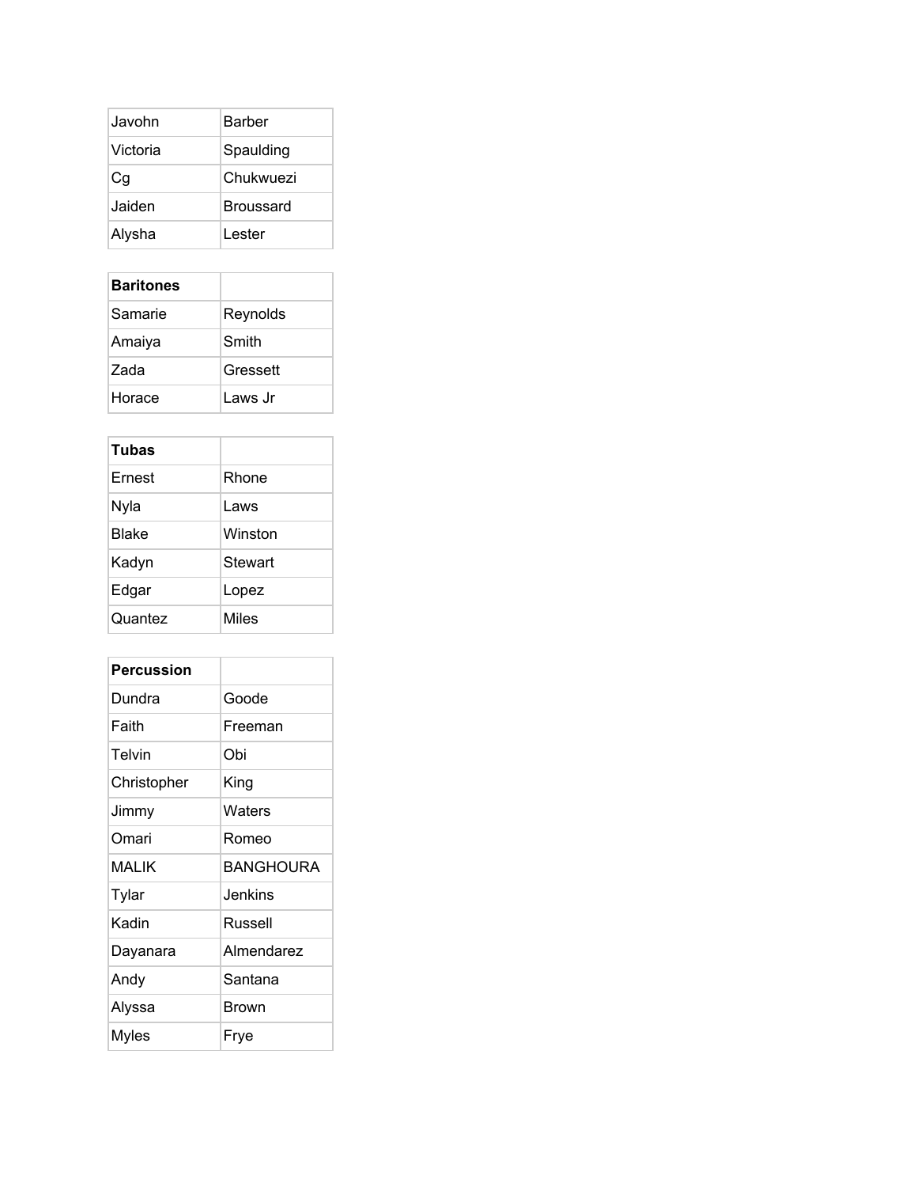| Javohn | Barber |
|---|---|
| Victoria | Spaulding |
| Cg | Chukwuezi |
| Jaiden | Broussard |
| Alysha | Lester |

| **Baritones** | |
|---|---|
| Samarie | Reynolds |
| Amaiya | Smith |
| Zada | Gressett |
| Horace | Laws Jr |

| **Tubas** | |
|---|---|
| Ernest | Rhone |
| Nyla | Laws |
| Blake | Winston |
| Kadyn | Stewart |
| Edgar | Lopez |
| Quantez | Miles |

| **Percussion** | |
|---|---|
| Dundra | Goode |
| Faith | Freeman |
| Telvin | Obi |
| Christopher | King |
| Jimmy | Waters |
| Omari | Romeo |
| MALIK | BANGHOURA |
| Tylar | Jenkins |
| Kadin | Russell |
| Dayanara | Almendarez |
| Andy | Santana |
| Alyssa | Brown |
| Myles | Frye |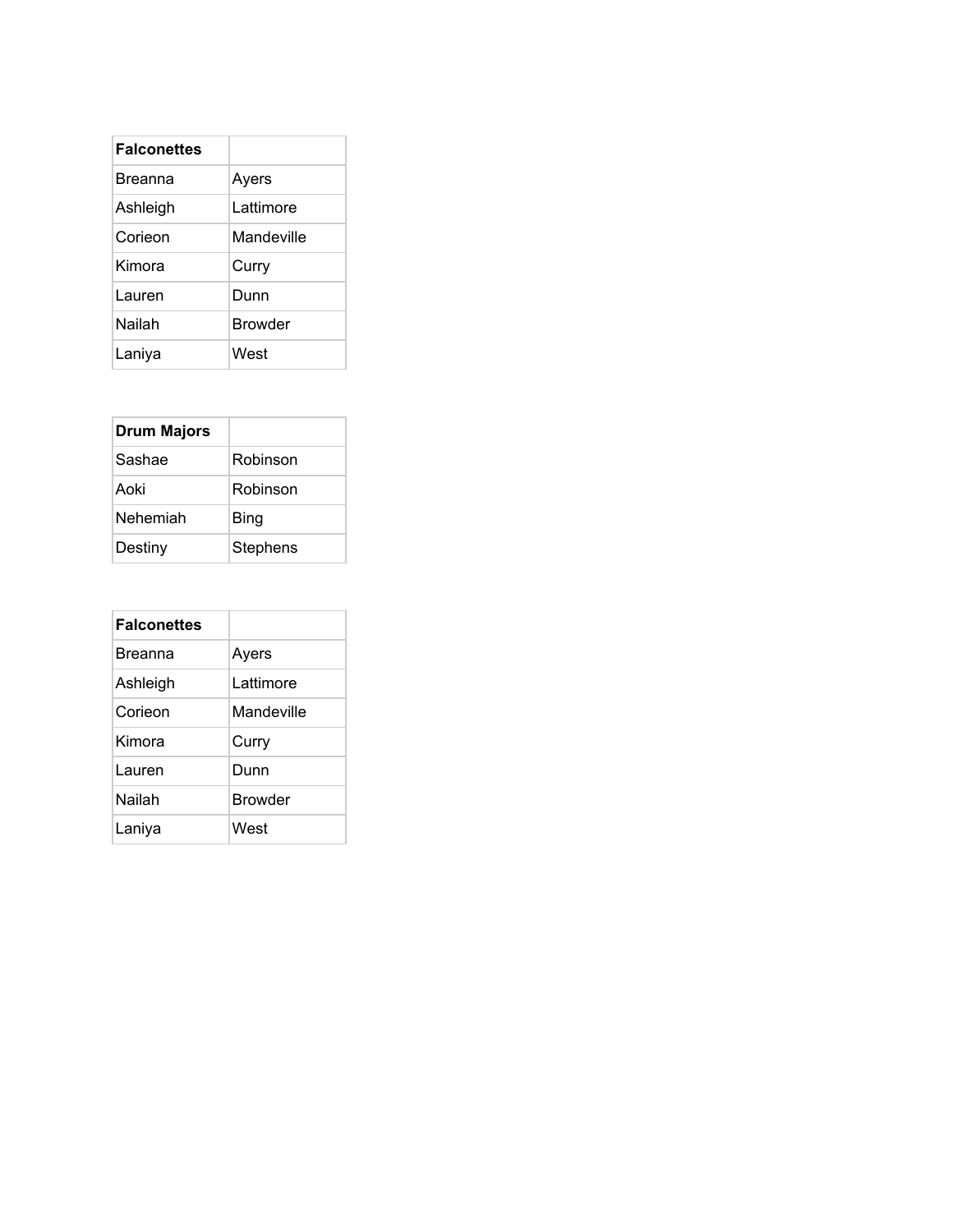| **Falconettes** | |
| --- | --- |
| Breanna | Ayers |
| Ashleigh | Lattimore |
| Corieon | Mandeville |
| Kimora | Curry |
| Lauren | Dunn |
| Nailah | Browder |
| Laniya | West |

| **Drum Majors** | |
| --- | --- |
| Sashae | Robinson |
| Aoki | Robinson |
| Nehemiah | Bing |
| Destiny | Stephens |

| **Falconettes** | |
| --- | --- |
| Breanna | Ayers |
| Ashleigh | Lattimore |
| Corieon | Mandeville |
| Kimora | Curry |
| Lauren | Dunn |
| Nailah | Browder |
| Laniya | West |